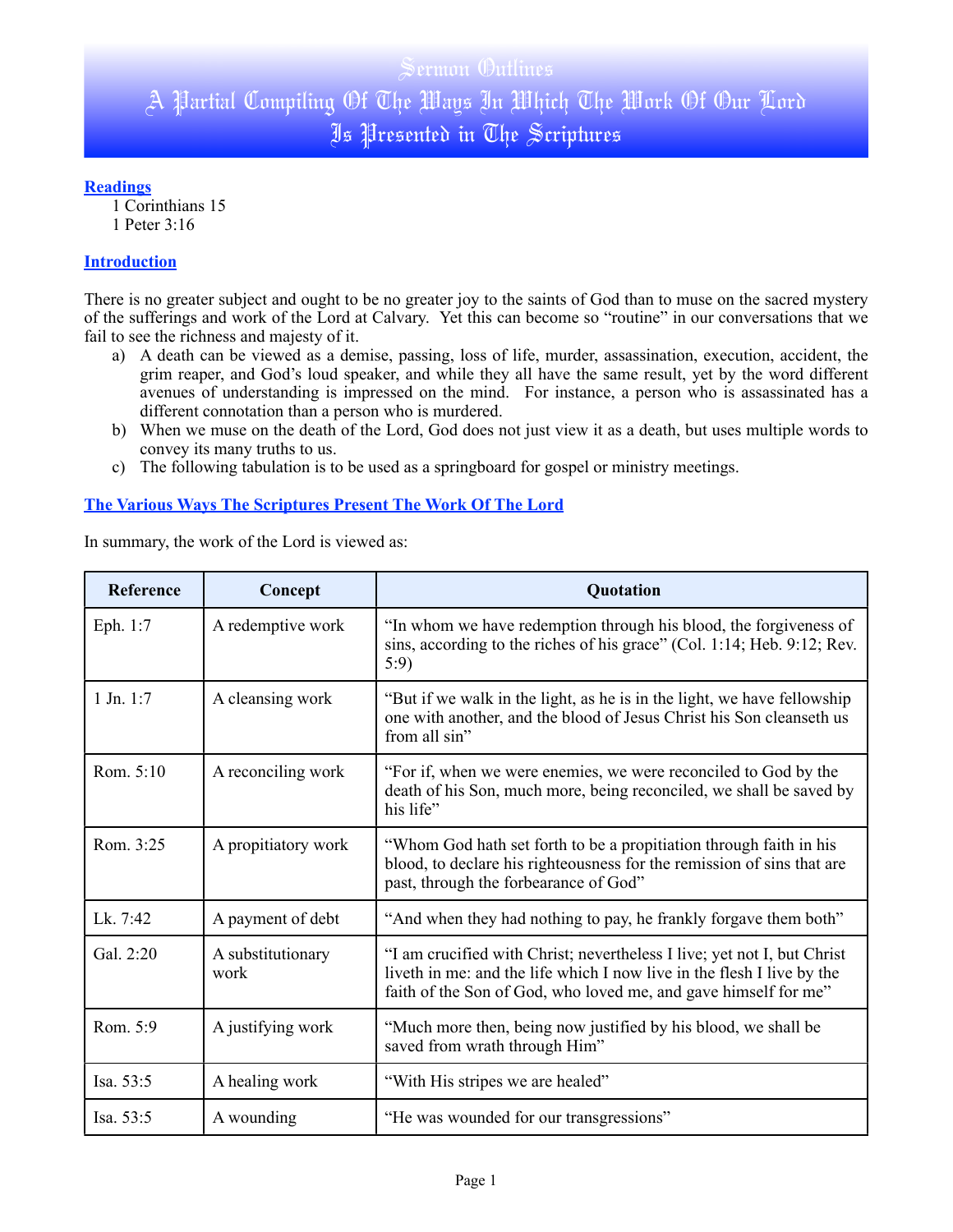# Sermon Outlines

# A Partial Compiling Of The Ways In Which The Work Of Our Lord Is Presented in The Scriptures

## Readings

1 Corinthians 15
1 Peter 3:16

## Introduction

There is no greater subject and ought to be no greater joy to the saints of God than to muse on the sacred mystery of the sufferings and work of the Lord at Calvary. Yet this can become so "routine" in our conversations that we fail to see the richness and majesty of it.

a) A death can be viewed as a demise, passing, loss of life, murder, assassination, execution, accident, the grim reaper, and God's loud speaker, and while they all have the same result, yet by the word different avenues of understanding is impressed on the mind. For instance, a person who is assassinated has a different connotation than a person who is murdered.
b) When we muse on the death of the Lord, God does not just view it as a death, but uses multiple words to convey its many truths to us.
c) The following tabulation is to be used as a springboard for gospel or ministry meetings.

## The Various Ways The Scriptures Present The Work Of The Lord

In summary, the work of the Lord is viewed as:

| Reference | Concept | Quotation |
|---|---|---|
| Eph. 1:7 | A redemptive work | "In whom we have redemption through his blood, the forgiveness of sins, according to the riches of his grace" (Col. 1:14; Heb. 9:12; Rev. 5:9) |
| 1 Jn. 1:7 | A cleansing work | "But if we walk in the light, as he is in the light, we have fellowship one with another, and the blood of Jesus Christ his Son cleanseth us from all sin" |
| Rom. 5:10 | A reconciling work | "For if, when we were enemies, we were reconciled to God by the death of his Son, much more, being reconciled, we shall be saved by his life" |
| Rom. 3:25 | A propitiatory work | "Whom God hath set forth to be a propitiation through faith in his blood, to declare his righteousness for the remission of sins that are past, through the forbearance of God" |
| Lk. 7:42 | A payment of debt | "And when they had nothing to pay, he frankly forgave them both" |
| Gal. 2:20 | A substitutionary work | "I am crucified with Christ; nevertheless I live; yet not I, but Christ liveth in me: and the life which I now live in the flesh I live by the faith of the Son of God, who loved me, and gave himself for me" |
| Rom. 5:9 | A justifying work | "Much more then, being now justified by his blood, we shall be saved from wrath through Him" |
| Isa. 53:5 | A healing work | "With His stripes we are healed" |
| Isa. 53:5 | A wounding | "He was wounded for our transgressions" |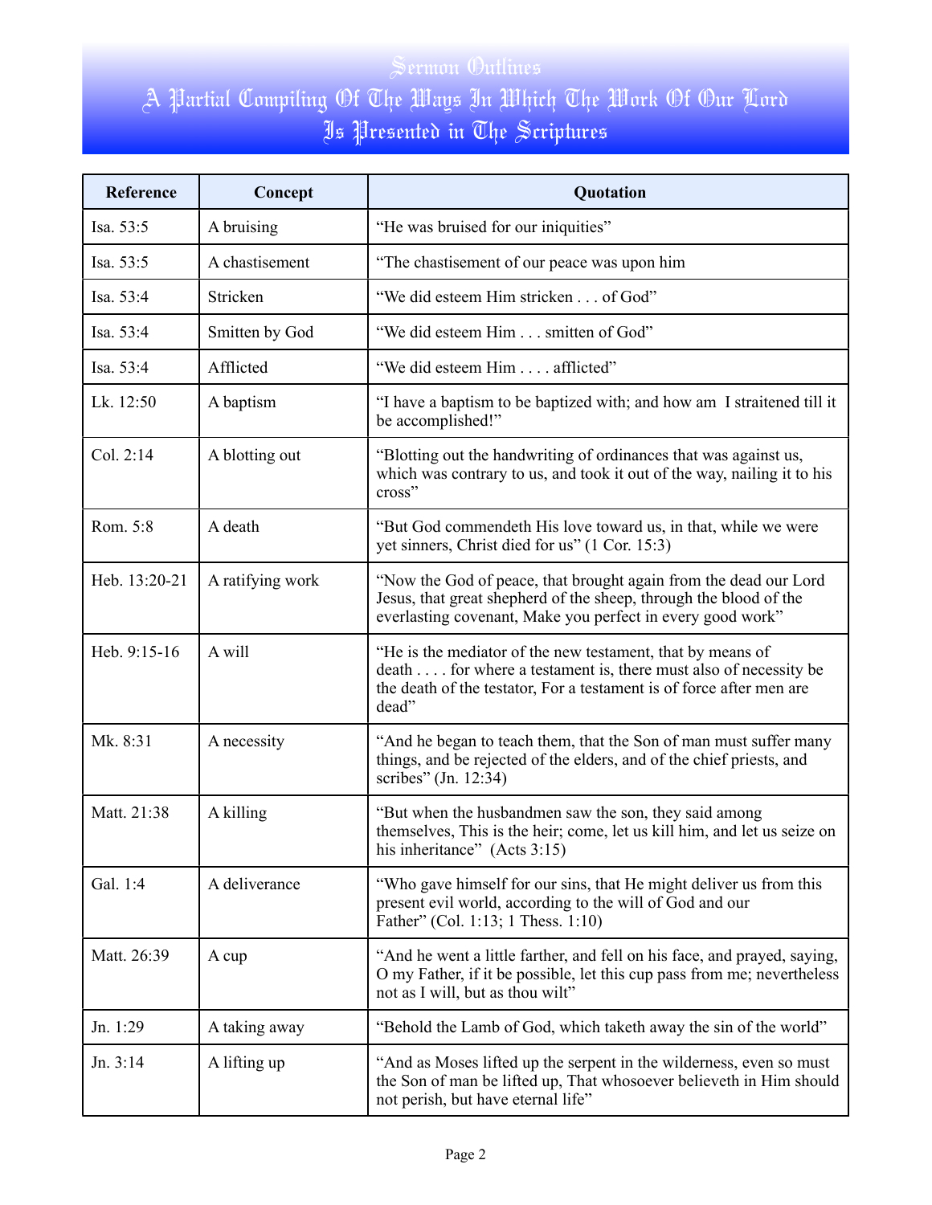# Sermon Outlines

## A Partial Compiling Of The Ways In Which The Work Of Our Lord Is Presented in The Scriptures

| Reference | Concept | Quotation |
|---|---|---|
| Isa. 53:5 | A bruising | "He was bruised for our iniquities" |
| Isa. 53:5 | A chastisement | "The chastisement of our peace was upon him |
| Isa. 53:4 | Stricken | "We did esteem Him stricken . . . of God" |
| Isa. 53:4 | Smitten by God | "We did esteem Him . . . smitten of God" |
| Isa. 53:4 | Afflicted | "We did esteem Him . . . . afflicted" |
| Lk. 12:50 | A baptism | "I have a baptism to be baptized with; and how am I straitened till it be accomplished!" |
| Col. 2:14 | A blotting out | "Blotting out the handwriting of ordinances that was against us, which was contrary to us, and took it out of the way, nailing it to his cross" |
| Rom. 5:8 | A death | "But God commendeth His love toward us, in that, while we were yet sinners, Christ died for us" (1 Cor. 15:3) |
| Heb. 13:20-21 | A ratifying work | "Now the God of peace, that brought again from the dead our Lord Jesus, that great shepherd of the sheep, through the blood of the everlasting covenant, Make you perfect in every good work" |
| Heb. 9:15-16 | A will | "He is the mediator of the new testament, that by means of death . . . . for where a testament is, there must also of necessity be the death of the testator, For a testament is of force after men are dead" |
| Mk. 8:31 | A necessity | "And he began to teach them, that the Son of man must suffer many things, and be rejected of the elders, and of the chief priests, and scribes" (Jn. 12:34) |
| Matt. 21:38 | A killing | "But when the husbandmen saw the son, they said among themselves, This is the heir; come, let us kill him, and let us seize on his inheritance" (Acts 3:15) |
| Gal. 1:4 | A deliverance | "Who gave himself for our sins, that He might deliver us from this present evil world, according to the will of God and our Father" (Col. 1:13; 1 Thess. 1:10) |
| Matt. 26:39 | A cup | "And he went a little farther, and fell on his face, and prayed, saying, O my Father, if it be possible, let this cup pass from me; nevertheless not as I will, but as thou wilt" |
| Jn. 1:29 | A taking away | "Behold the Lamb of God, which taketh away the sin of the world" |
| Jn. 3:14 | A lifting up | "And as Moses lifted up the serpent in the wilderness, even so must the Son of man be lifted up, That whosoever believeth in Him should not perish, but have eternal life" |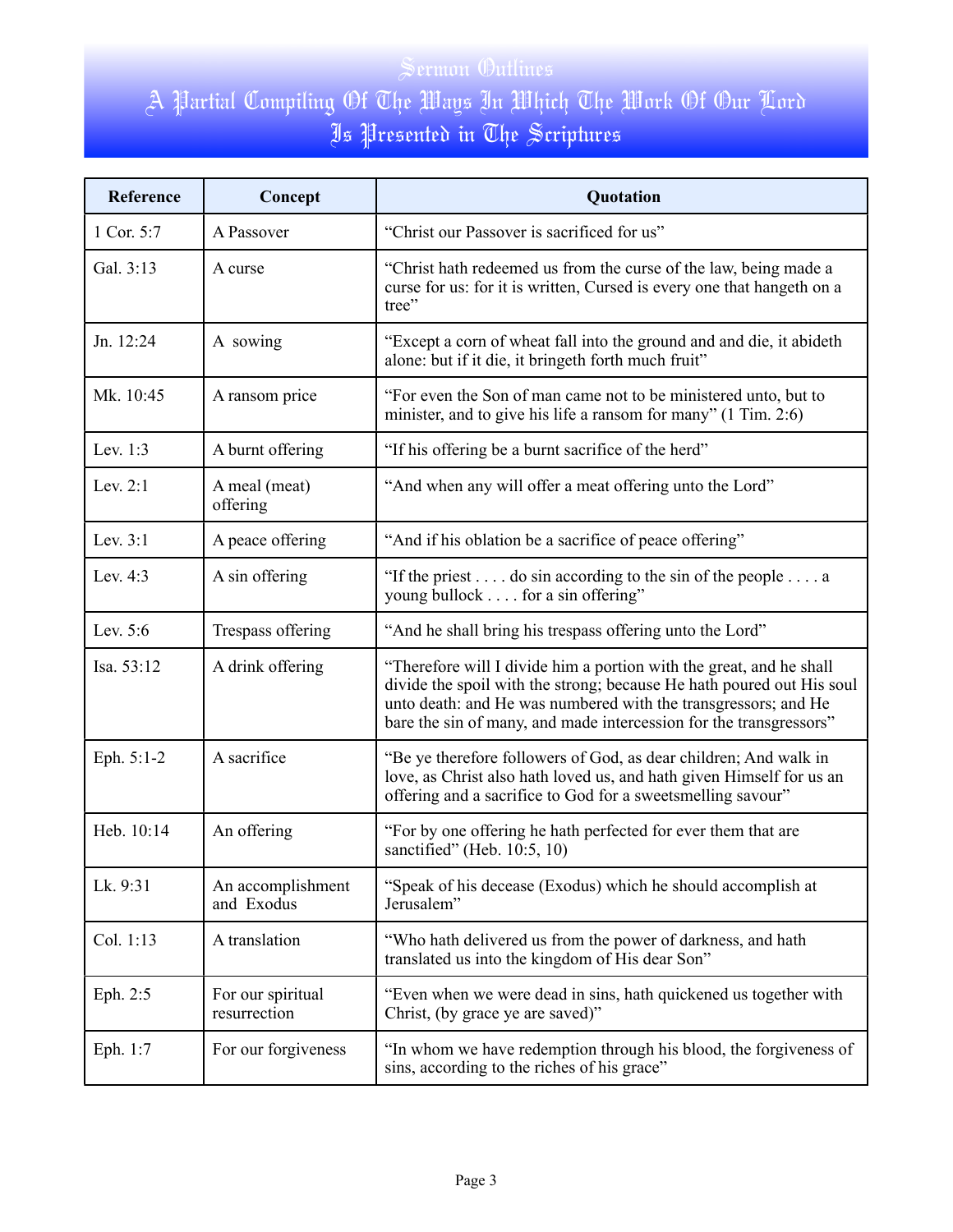# Sermon Outlines
## A Partial Compiling Of The Ways In Which The Work Of Our Lord Is Presented in The Scriptures

| Reference | Concept | Quotation |
|---|---|---|
| 1 Cor. 5:7 | A Passover | "Christ our Passover is sacrificed for us" |
| Gal. 3:13 | A curse | "Christ hath redeemed us from the curse of the law, being made a curse for us: for it is written, Cursed is every one that hangeth on a tree" |
| Jn. 12:24 | A sowing | "Except a corn of wheat fall into the ground and and die, it abideth alone: but if it die, it bringeth forth much fruit" |
| Mk. 10:45 | A ransom price | "For even the Son of man came not to be ministered unto, but to minister, and to give his life a ransom for many" (1 Tim. 2:6) |
| Lev. 1:3 | A burnt offering | "If his offering be a burnt sacrifice of the herd" |
| Lev. 2:1 | A meal (meat) offering | "And when any will offer a meat offering unto the Lord" |
| Lev. 3:1 | A peace offering | "And if his oblation be a sacrifice of peace offering" |
| Lev. 4:3 | A sin offering | "If the priest . . . . do sin according to the sin of the people . . . . a young bullock . . . . for a sin offering" |
| Lev. 5:6 | Trespass offering | "And he shall bring his trespass offering unto the Lord" |
| Isa. 53:12 | A drink offering | "Therefore will I divide him a portion with the great, and he shall divide the spoil with the strong; because He hath poured out His soul unto death: and He was numbered with the transgressors; and He bare the sin of many, and made intercession for the transgressors" |
| Eph. 5:1-2 | A sacrifice | "Be ye therefore followers of God, as dear children; And walk in love, as Christ also hath loved us, and hath given Himself for us an offering and a sacrifice to God for a sweetsmelling savour" |
| Heb. 10:14 | An offering | "For by one offering he hath perfected for ever them that are sanctified" (Heb. 10:5, 10) |
| Lk. 9:31 | An accomplishment and Exodus | "Speak of his decease (Exodus) which he should accomplish at Jerusalem" |
| Col. 1:13 | A translation | "Who hath delivered us from the power of darkness, and hath translated us into the kingdom of His dear Son" |
| Eph. 2:5 | For our spiritual resurrection | "Even when we were dead in sins, hath quickened us together with Christ, (by grace ye are saved)" |
| Eph. 1:7 | For our forgiveness | "In whom we have redemption through his blood, the forgiveness of sins, according to the riches of his grace" |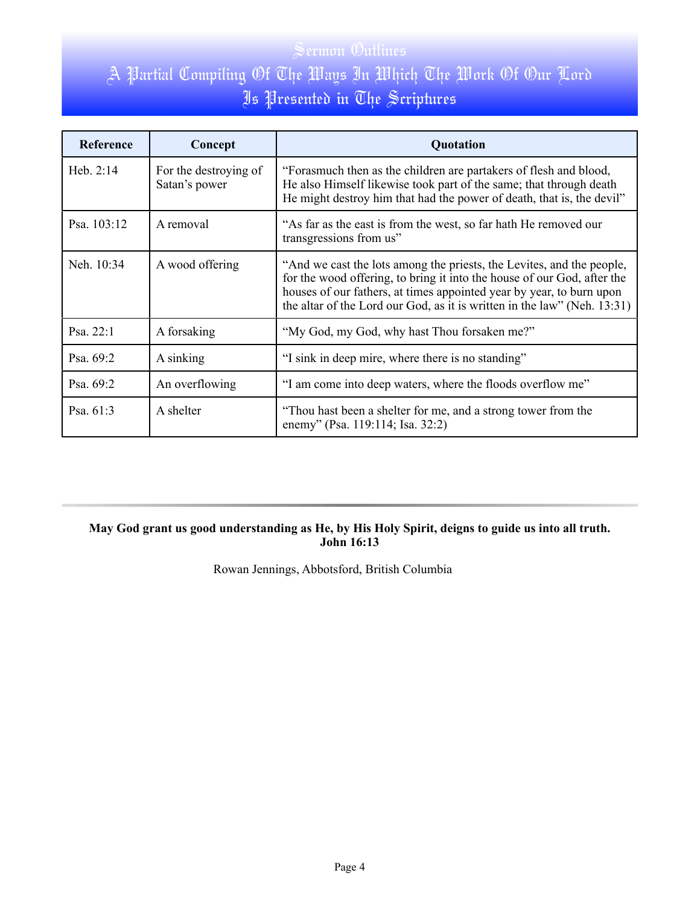# Sermon Outlines

## A Partial Compiling Of The Ways In Which The Work Of Our Lord Is Presented in The Scriptures

| Reference | Concept | Quotation |
|---|---|---|
| Heb. 2:14 | For the destroying of Satan's power | "Forasmuch then as the children are partakers of flesh and blood, He also Himself likewise took part of the same; that through death He might destroy him that had the power of death, that is, the devil" |
| Psa. 103:12 | A removal | "As far as the east is from the west, so far hath He removed our transgressions from us" |
| Neh. 10:34 | A wood offering | "And we cast the lots among the priests, the Levites, and the people, for the wood offering, to bring it into the house of our God, after the houses of our fathers, at times appointed year by year, to burn upon the altar of the Lord our God, as it is written in the law" (Neh. 13:31) |
| Psa. 22:1 | A forsaking | "My God, my God, why hast Thou forsaken me?" |
| Psa. 69:2 | A sinking | "I sink in deep mire, where there is no standing" |
| Psa. 69:2 | An overflowing | "I am come into deep waters, where the floods overflow me" |
| Psa. 61:3 | A shelter | "Thou hast been a shelter for me, and a strong tower from the enemy" (Psa. 119:114; Isa. 32:2) |

---

**May God grant us good understanding as He, by His Holy Spirit, deigns to guide us into all truth. John 16:13**

Rowan Jennings, Abbotsford, British Columbia